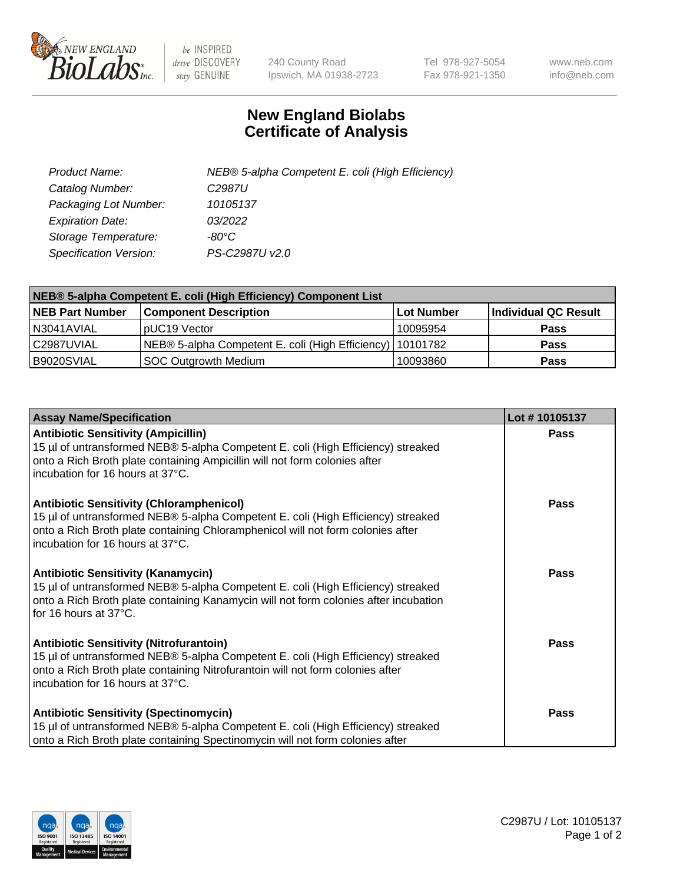240 County Road
Ipswich, MA 01938-2723

Tel 978-927-5054
Fax 978-921-1350

www.neb.com
info@neb.com

# New England Biolabs
# Certificate of Analysis

| | |
|---|---|
| *Product Name:* | *NEB® 5-alpha Competent E. coli (High Efficiency)* |
| *Catalog Number:* | *C2987U* |
| *Packaging Lot Number:* | *10105137* |
| *Expiration Date:* | *03/2022* |
| *Storage Temperature:* | *-80°C* |
| *Specification Version:* | *PS-C2987U v2.0* |

| NEB® 5-alpha Competent E. coli (High Efficiency) Component List | | | |
|---|---|---|---|
| **NEB Part Number** | **Component Description** | **Lot Number** | **Individual QC Result** |
| N3041AVIAL | pUC19 Vector | 10095954 | **Pass** |
| C2987UVIAL | NEB® 5-alpha Competent E. coli (High Efficiency) | 10101782 | **Pass** |
| B9020SVIAL | SOC Outgrowth Medium | 10093860 | **Pass** |

| Assay Name/Specification | Lot # 10105137 |
|---|---|
| **Antibiotic Sensitivity (Ampicillin)**<br>15 µl of untransformed NEB® 5-alpha Competent E. coli (High Efficiency) streaked onto a Rich Broth plate containing Ampicillin will not form colonies after incubation for 16 hours at 37°C. | **Pass** |
| **Antibiotic Sensitivity (Chloramphenicol)**<br>15 µl of untransformed NEB® 5-alpha Competent E. coli (High Efficiency) streaked onto a Rich Broth plate containing Chloramphenicol will not form colonies after incubation for 16 hours at 37°C. | **Pass** |
| **Antibiotic Sensitivity (Kanamycin)**<br>15 µl of untransformed NEB® 5-alpha Competent E. coli (High Efficiency) streaked onto a Rich Broth plate containing Kanamycin will not form colonies after incubation for 16 hours at 37°C. | **Pass** |
| **Antibiotic Sensitivity (Nitrofurantoin)**<br>15 µl of untransformed NEB® 5-alpha Competent E. coli (High Efficiency) streaked onto a Rich Broth plate containing Nitrofurantoin will not form colonies after incubation for 16 hours at 37°C. | **Pass** |
| **Antibiotic Sensitivity (Spectinomycin)**<br>15 µl of untransformed NEB® 5-alpha Competent E. coli (High Efficiency) streaked onto a Rich Broth plate containing Spectinomycin will not form colonies after | **Pass** |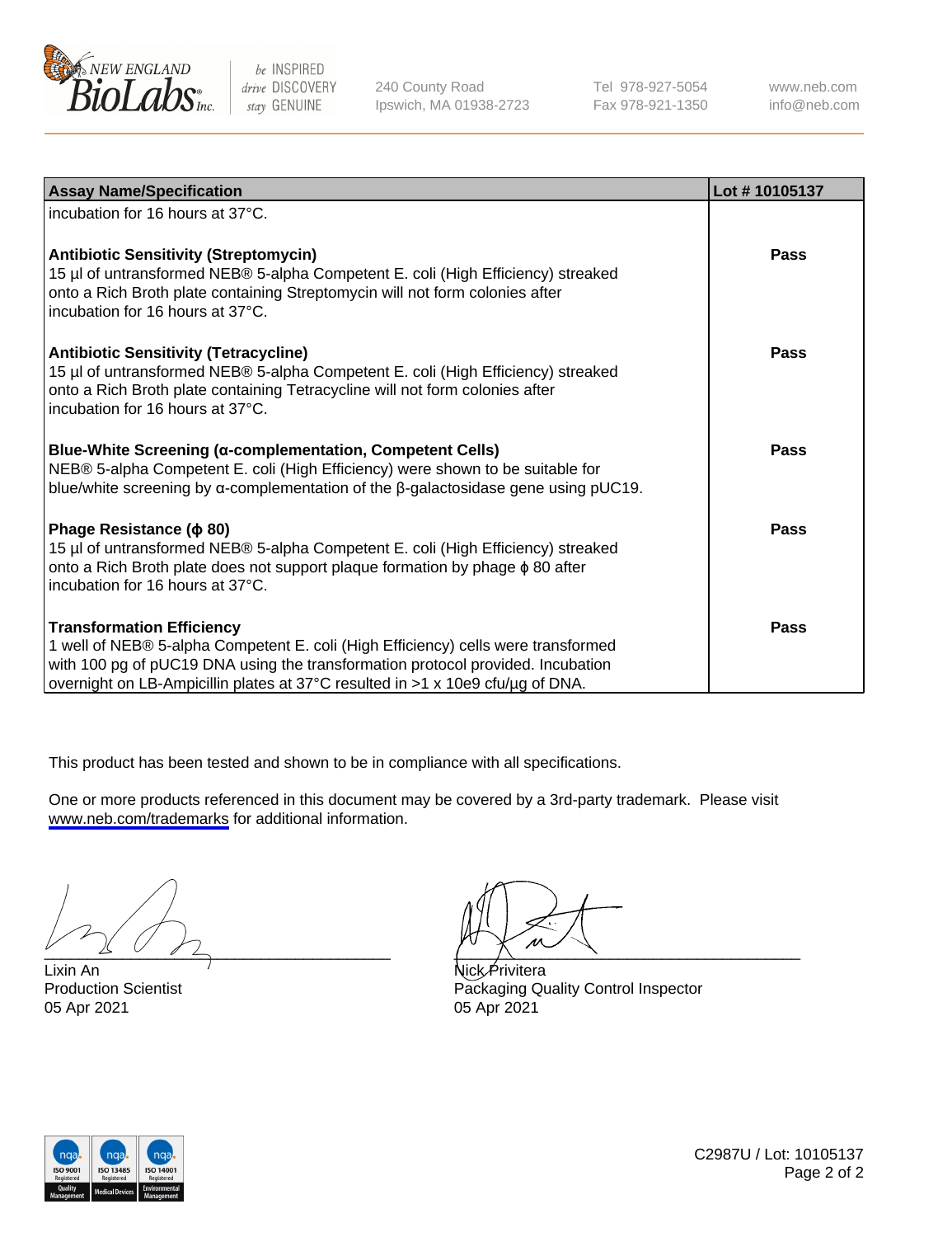| Assay Name/Specification | Lot # 10105137 |
|---|---|
| incubation for 16 hours at 37°C. | |
| **Antibiotic Sensitivity (Streptomycin)**<br>15 µl of untransformed NEB® 5-alpha Competent E. coli (High Efficiency) streaked onto a Rich Broth plate containing Streptomycin will not form colonies after incubation for 16 hours at 37°C. | Pass |
| **Antibiotic Sensitivity (Tetracycline)**<br>15 µl of untransformed NEB® 5-alpha Competent E. coli (High Efficiency) streaked onto a Rich Broth plate containing Tetracycline will not form colonies after incubation for 16 hours at 37°C. | Pass |
| **Blue-White Screening (α-complementation, Competent Cells)**<br>NEB® 5-alpha Competent E. coli (High Efficiency) were shown to be suitable for blue/white screening by α-complementation of the β-galactosidase gene using pUC19. | Pass |
| **Phage Resistance (ϕ 80)**<br>15 µl of untransformed NEB® 5-alpha Competent E. coli (High Efficiency) streaked onto a Rich Broth plate does not support plaque formation by phage ϕ 80 after incubation for 16 hours at 37°C. | Pass |
| **Transformation Efficiency**<br>1 well of NEB® 5-alpha Competent E. coli (High Efficiency) cells were transformed with 100 pg of pUC19 DNA using the transformation protocol provided. Incubation overnight on LB-Ampicillin plates at 37°C resulted in >1 x 10e9 cfu/µg of DNA. | Pass |

This product has been tested and shown to be in compliance with all specifications.

One or more products referenced in this document may be covered by a 3rd-party trademark. Please visit www.neb.com/trademarks for additional information.

Lixin An
Production Scientist
05 Apr 2021

Nick Privitera
Packaging Quality Control Inspector
05 Apr 2021

C2987U / Lot: 10105137